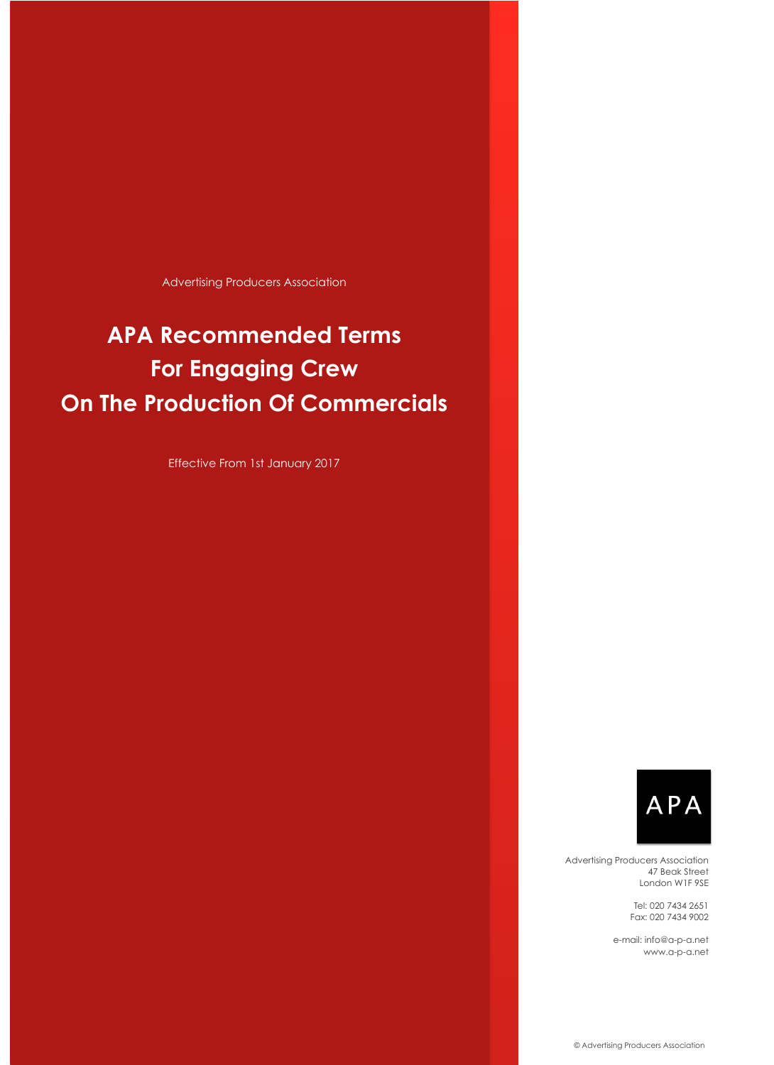Advertising Producers Association

# APA Recommended Terms For Engaging Crew On The Production Of Commercials

Effective From 1st January 2017

APA

Advertising Producers Association
47 Beak Street
London W1F 9SE

Tel: 020 7434 2651
Fax: 020 7434 9002

e-mail: info@a-p-a.net
www.a-p-a.net

© Advertising Producers Association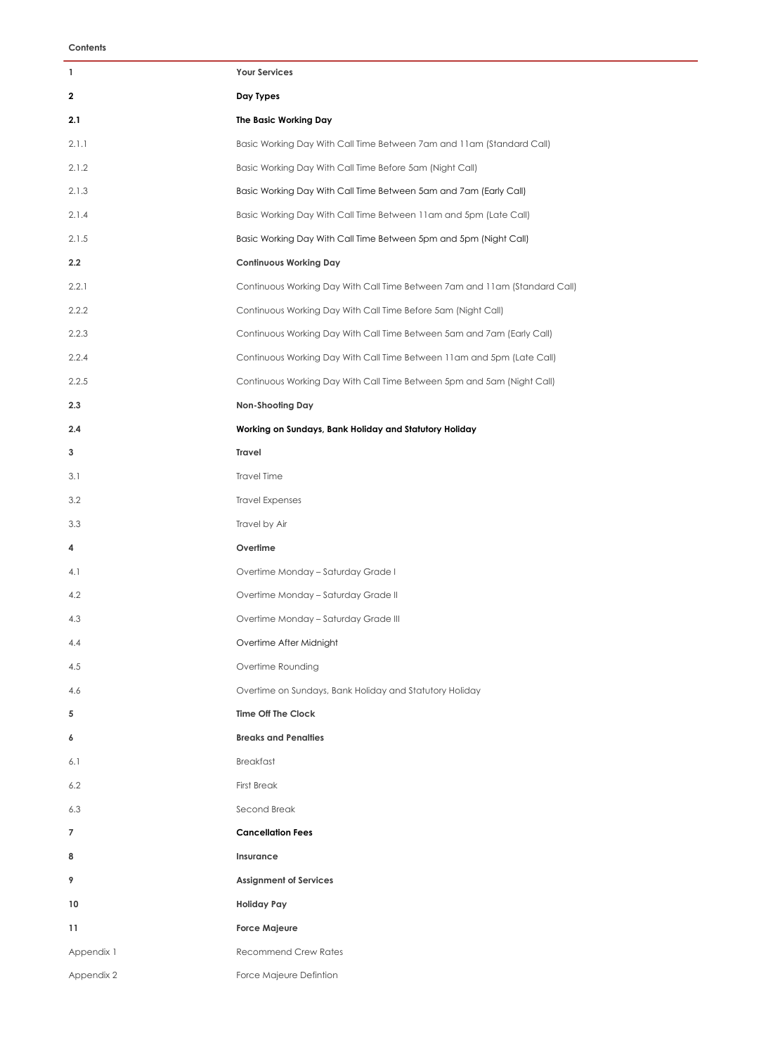**Contents**

| | |
|---|---|
| **1** | **Your Services** |
| **2** | **Day Types** |
| **2.1** | **The Basic Working Day** |
| 2.1.1 | Basic Working Day With Call Time Between 7am and 11am (Standard Call) |
| 2.1.2 | Basic Working Day With Call Time Before 5am (Night Call) |
| 2.1.3 | Basic Working Day With Call Time Between 5am and 7am (Early Call) |
| 2.1.4 | Basic Working Day With Call Time Between 11am and 5pm (Late Call) |
| 2.1.5 | Basic Working Day With Call Time Between 5pm and 5pm (Night Call) |
| **2.2** | **Continuous Working Day** |
| 2.2.1 | Continuous Working Day With Call Time Between 7am and 11am (Standard Call) |
| 2.2.2 | Continuous Working Day With Call Time Before 5am (Night Call) |
| 2.2.3 | Continuous Working Day With Call Time Between 5am and 7am (Early Call) |
| 2.2.4 | Continuous Working Day With Call Time Between 11am and 5pm (Late Call) |
| 2.2.5 | Continuous Working Day With Call Time Between 5pm and 5am (Night Call) |
| **2.3** | **Non-Shooting Day** |
| **2.4** | **Working on Sundays, Bank Holiday and Statutory Holiday** |
| **3** | **Travel** |
| 3.1 | Travel Time |
| 3.2 | Travel Expenses |
| 3.3 | Travel by Air |
| **4** | **Overtime** |
| 4.1 | Overtime Monday – Saturday Grade I |
| 4.2 | Overtime Monday – Saturday Grade II |
| 4.3 | Overtime Monday – Saturday Grade III |
| 4.4 | Overtime After Midnight |
| 4.5 | Overtime Rounding |
| 4.6 | Overtime on Sundays, Bank Holiday and Statutory Holiday |
| **5** | **Time Off The Clock** |
| **6** | **Breaks and Penalties** |
| 6.1 | Breakfast |
| 6.2 | First Break |
| 6.3 | Second Break |
| **7** | **Cancellation Fees** |
| **8** | **Insurance** |
| **9** | **Assignment of Services** |
| **10** | **Holiday Pay** |
| **11** | **Force Majeure** |
| Appendix 1 | Recommend Crew Rates |
| Appendix 2 | Force Majeure Defintion |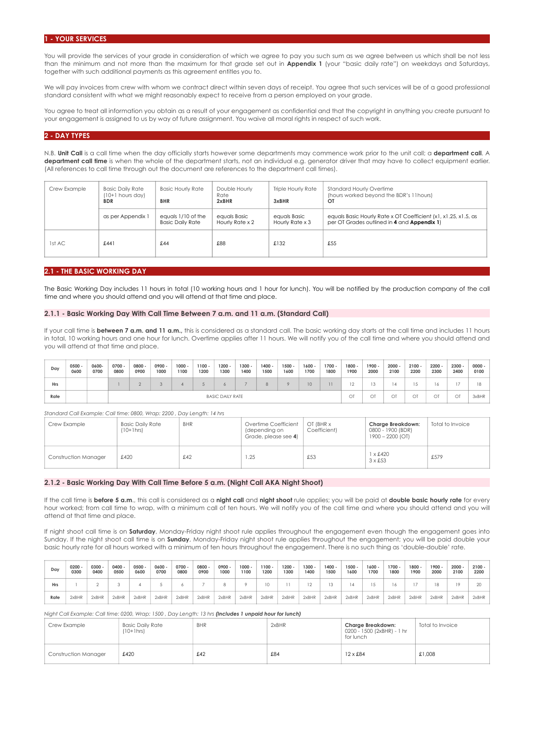## 1 - YOUR SERVICES

You will provide the services of your grade in consideration of which we agree to pay you such sum as we agree between us which shall be not less than the minimum and not more than the maximum for that grade set out in **Appendix 1** (your "basic daily rate") on weekdays and Saturdays, together with such additional payments as this agreement entitles you to.

We will pay invoices from crew with whom we contract direct within seven days of receipt. You agree that such services will be of a good professional standard consistent with what we might reasonably expect to receive from a person employed on your grade.

You agree to treat all information you obtain as a result of your engagement as confidential and that the copyright in anything you create pursuant to your engagement is assigned to us by way of future assignment. You waive all moral rights in respect of such work.

## 2 - DAY TYPES

N.B. **Unit Call** is a call time when the day officially starts however some departments may commence work prior to the unit call; a **department call**. A **department call time** is when the whole of the department starts, not an individual e.g. generator driver that may have to collect equipment earlier. (All references to call time through out the document are references to the department call times).

| Crew Example | Basic Daily Rate (10+1 hours day) **BDR** | Basic Hourly Rate **BHR** | Double Hourly Rate **2xBHR** | Triple Hourly Rate **3xBHR** | Standard Hourly Overtime (hours worked beyond the BDR's 11hours) **OT** |
|---|---|---|---|---|---|
| | as per Appendix 1 | equals 1/10 of the Basic Daily Rate | equals Basic Hourly Rate x 2 | equals Basic Hourly Rate x 3 | equals Basic Hourly Rate x OT Coefficient (x1, x1.25, x1.5, as per OT Grades outlined in **4** and **Appendix 1**) |
| 1st AC | £441 | £44 | £88 | £132 | £55 |

## 2.1 - THE BASIC WORKING DAY

The Basic Working Day includes 11 hours in total (10 working hours and 1 hour for lunch). You will be notified by the production company of the call time and where you should attend and you will attend at that time and place.

### 2.1.1 - Basic Working Day With Call Time Between 7 a.m. and 11 a.m. (Standard Call)

If your call time is **between 7 a.m. and 11 a.m.,** this is considered as a standard call. The basic working day starts at the call time and includes 11 hours in total, 10 working hours and one hour for lunch. Overtime applies after 11 hours. We will notify you of the call time and where you should attend and you will attend at that time and place.

| Day | 0500 - 0600 | 0600- 0700 | 0700 - 0800 | 0800 - 0900 | 0900 - 1000 | 1000 - 1100 | 1100 - 1200 | 1200 - 1300 | 1300 - 1400 | 1400 - 1500 | 1500 - 1600 | 1600 - 1700 | 1700 - 1800 | 1800 - 1900 | 1900 - 2000 | 2000 - 2100 | 2100 - 2200 | 2200 - 2300 | 2300 - 2400 | 0000 - 0100 |
|---|---|---|---|---|---|---|---|---|---|---|---|---|---|---|---|---|---|---|---|---|
| Hrs | | | 1 | 2 | 3 | 4 | 5 | 6 | 7 | 8 | 9 | 10 | 11 | 12 | 13 | 14 | 15 | 16 | 17 | 18 |
| Rate | | | BASIC DAILY RATE | | | | | | | | | | | OT | OT | OT | OT | OT | OT | 3xBHR |

*Standard Call Example: Call time: 0800, Wrap: 2200 , Day Length: 14 hrs*

| Crew Example | Basic Daily Rate (10+1hrs) | BHR | Overtime Coefficient (depending on Grade, please see **4**) | OT (BHR x Coefficient) | **Charge Breakdown:** 0800 - 1900 (BDR) 1900 – 2200 (OT) | Total to Invoice |
|---|---|---|---|---|---|---|
| Construction Manager | £420 | £42 | 1.25 | £53 | 1 x £420<br>3 x £53 | £579 |

### 2.1.2 - Basic Working Day With Call Time Before 5 a.m. (Night Call AKA Night Shoot)

If the call time is **before 5 a.m**., this call is considered as a **night call** and **night shoot** rule applies; you will be paid at **double basic hourly rate** for every hour worked; from call time to wrap, with a minimum call of ten hours. We will notify you of the call time and where you should attend and you will attend at that time and place.

If night shoot call time is on **Saturday**, Monday-Friday night shoot rule applies throughout the engagement even though the engagement goes into Sunday. If the night shoot call time is on **Sunday**, Monday-Friday night shoot rule applies throughout the engagement; you will be paid double your basic hourly rate for all hours worked with a minimum of ten hours throughout the engagement. There is no such thing as 'double-double' rate.

| Day | 0200 - 0300 | 0300 - 0400 | 0400 - 0500 | 0500 - 0600 | 0600 - 0700 | 0700 - 0800 | 0800 - 0900 | 0900 - 1000 | 1000 - 1100 | 1100 - 1200 | 1200 - 1300 | 1300 - 1400 | 1400 - 1500 | 1500 - 1600 | 1600 - 1700 | 1700 - 1800 | 1800 - 1900 | 1900 - 2000 | 2000 - 2100 | 2100 - 2200 |
|---|---|---|---|---|---|---|---|---|---|---|---|---|---|---|---|---|---|---|---|---|
| Hrs | 1 | 2 | 3 | 4 | 5 | 6 | 7 | 8 | 9 | 10 | 11 | 12 | 13 | 14 | 15 | 16 | 17 | 18 | 19 | 20 |
| Rate | 2xBHR | 2xBHR | 2xBHR | 2xBHR | 2xBHR | 2xBHR | 2xBHR | 2xBHR | 2xBHR | 2xBHR | 2xBHR | 2xBHR | 2xBHR | 2xBHR | 2xBHR | 2xBHR | 2xBHR | 2xBHR | 2xBHR | 2xBHR |

*Night Call Example: Call time: 0200, Wrap: 1500 , Day Length: 13 hrs* ***(Includes 1 unpaid hour for lunch)***

| Crew Example | Basic Daily Rate (10+1hrs) | BHR | 2xBHR | **Charge Breakdown:** 0200 - 1500 (2xBHR) - 1 hr for lunch | Total to Invoice |
|---|---|---|---|---|---|
| Construction Manager | £420 | £42 | £84 | 12 x £84 | £1,008 |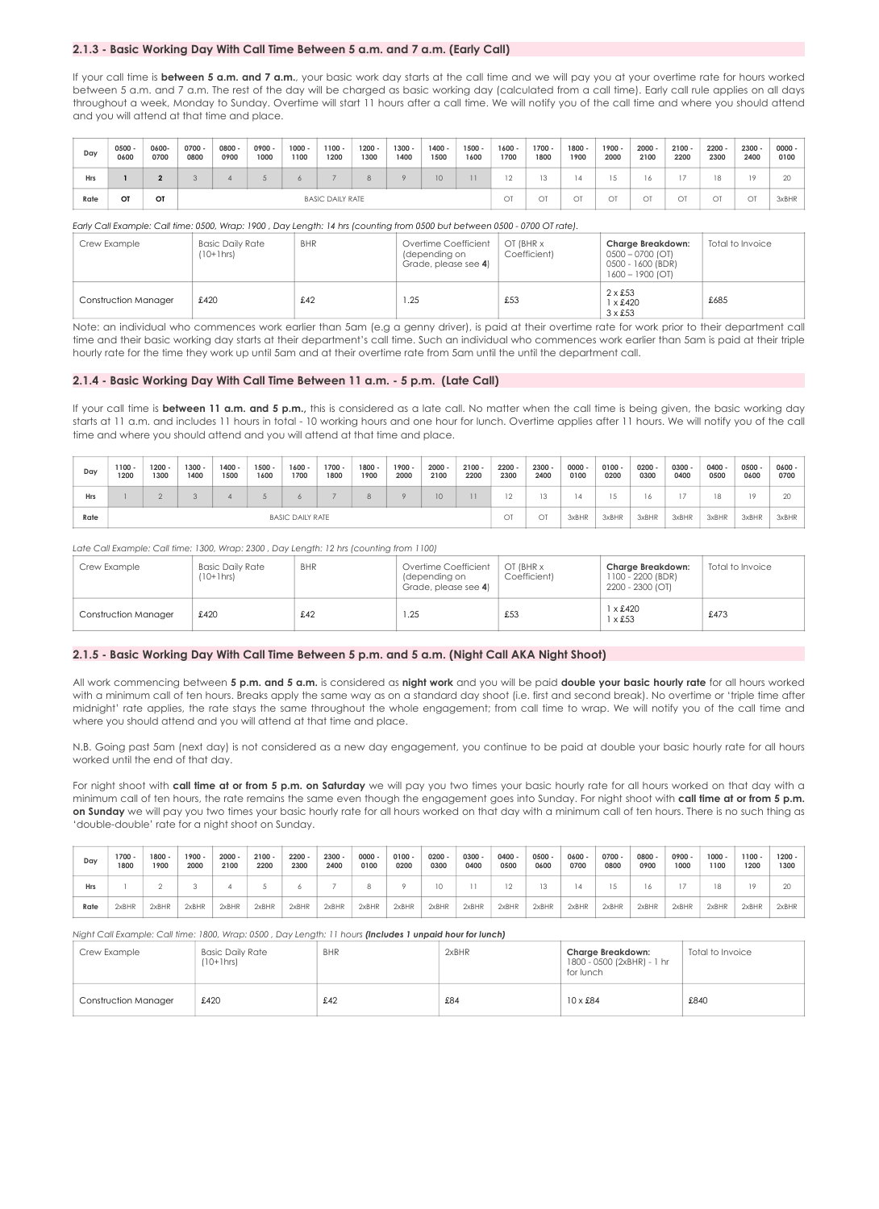### 2.1.3 - Basic Working Day With Call Time Between 5 a.m. and 7 a.m. (Early Call)

If your call time is **between 5 a.m. and 7 a.m.**, your basic work day starts at the call time and we will pay you at your overtime rate for hours worked between 5 a.m. and 7 a.m. The rest of the day will be charged as basic working day (calculated from a call time). Early call rule applies on all days throughout a week, Monday to Sunday. Overtime will start 11 hours after a call time. We will notify you of the call time and where you should attend and you will attend at that time and place.

| Day | 0500 - 0600 | 0600- 0700 | 0700 - 0800 | 0800 - 0900 | 0900 - 1000 | 1000 - 1100 | 1100 - 1200 | 1200 - 1300 | 1300 - 1400 | 1400 - 1500 | 1500 - 1600 | 1600 - 1700 | 1700 - 1800 | 1800 - 1900 | 1900 - 2000 | 2000 - 2100 | 2100 - 2200 | 2200 - 2300 | 2300 - 2400 | 0000 - 0100 |
|---|---|---|---|---|---|---|---|---|---|---|---|---|---|---|---|---|---|---|---|---|
| Hrs | **1** | **2** | 3 | 4 | 5 | 6 | 7 | 8 | 9 | 10 | 11 | 12 | 13 | 14 | 15 | 16 | 17 | 18 | 19 | 20 |
| Rate | **OT** | **OT** | BASIC DAILY RATE | | | | | | | | | OT | OT | OT | OT | OT | OT | OT | OT | 3xBHR |

*Early Call Example: Call time: 0500, Wrap: 1900 , Day Length: 14 hrs (counting from 0500 but between 0500 - 0700 OT rate).*

| Crew Example | Basic Daily Rate (10+1hrs) | BHR | Overtime Coefficient (depending on Grade, please see **4**) | OT (BHR x Coefficient) | **Charge Breakdown:** 0500 – 0700 (OT) 0500 - 1600 (BDR) 1600 – 1900 (OT) | Total to Invoice |
|---|---|---|---|---|---|---|
| Construction Manager | £420 | £42 | 1.25 | £53 | 2 x £53 1 x £420 3 x £53 | £685 |

Note: an individual who commences work earlier than 5am (e.g a genny driver), is paid at their overtime rate for work prior to their department call time and their basic working day starts at their department's call time. Such an individual who commences work earlier than 5am is paid at their triple hourly rate for the time they work up until 5am and at their overtime rate from 5am until the until the department call.

### 2.1.4 - Basic Working Day With Call Time Between 11 a.m. - 5 p.m. (Late Call)

If your call time is **between 11 a.m. and 5 p.m.**, this is considered as a late call. No matter when the call time is being given, the basic working day starts at 11 a.m. and includes 11 hours in total - 10 working hours and one hour for lunch. Overtime applies after 11 hours. We will notify you of the call time and where you should attend and you will attend at that time and place.

| Day | 1100 - 1200 | 1200 - 1300 | 1300 - 1400 | 1400 - 1500 | 1500 - 1600 | 1600 - 1700 | 1700 - 1800 | 1800 - 1900 | 1900 - 2000 | 2000 - 2100 | 2100 - 2200 | 2200 - 2300 | 2300 - 2400 | 0000 - 0100 | 0100 - 0200 | 0200 - 0300 | 0300 - 0400 | 0400 - 0500 | 0500 - 0600 | 0600 - 0700 |
|---|---|---|---|---|---|---|---|---|---|---|---|---|---|---|---|---|---|---|---|---|
| Hrs | 1 | 2 | 3 | 4 | 5 | 6 | 7 | 8 | 9 | 10 | 11 | 12 | 13 | 14 | 15 | 16 | 17 | 18 | 19 | 20 |
| Rate | BASIC DAILY RATE | | | | | | | | | | | OT | OT | 3xBHR | 3xBHR | 3xBHR | 3xBHR | 3xBHR | 3xBHR | 3xBHR |

*Late Call Example: Call time: 1300, Wrap: 2300 , Day Length: 12 hrs (counting from 1100)*

| Crew Example | Basic Daily Rate (10+1hrs) | BHR | Overtime Coefficient (depending on Grade, please see **4**) | OT (BHR x Coefficient) | **Charge Breakdown:** 1100 - 2200 (BDR) 2200 - 2300 (OT) | Total to Invoice |
|---|---|---|---|---|---|---|
| Construction Manager | £420 | £42 | 1.25 | £53 | 1 x £420 1 x £53 | £473 |

### 2.1.5 - Basic Working Day With Call Time Between 5 p.m. and 5 a.m. (Night Call AKA Night Shoot)

All work commencing between **5 p.m. and 5 a.m.** is considered as **night work** and you will be paid **double your basic hourly rate** for all hours worked with a minimum call of ten hours. Breaks apply the same way as on a standard day shoot (i.e. first and second break). No overtime or 'triple time after midnight' rate applies, the rate stays the same throughout the whole engagement; from call time to wrap. We will notify you of the call time and where you should attend and you will attend at that time and place.

N.B. Going past 5am (next day) is not considered as a new day engagement, you continue to be paid at double your basic hourly rate for all hours worked until the end of that day.

For night shoot with **call time at or from 5 p.m. on Saturday** we will pay you two times your basic hourly rate for all hours worked on that day with a minimum call of ten hours, the rate remains the same even though the engagement goes into Sunday. For night shoot with **call time at or from 5 p.m. on Sunday** we will pay you two times your basic hourly rate for all hours worked on that day with a minimum call of ten hours. There is no such thing as 'double-double' rate for a night shoot on Sunday.

| Day | 1700 - 1800 | 1800 - 1900 | 1900 - 2000 | 2000 - 2100 | 2100 - 2200 | 2200 - 2300 | 2300 - 2400 | 0000 - 0100 | 0100 - 0200 | 0200 - 0300 | 0300 - 0400 | 0400 - 0500 | 0500 - 0600 | 0600 - 0700 | 0700 - 0800 | 0800 - 0900 | 0900 - 1000 | 1000 - 1100 | 1100 - 1200 | 1200 - 1300 |
|---|---|---|---|---|---|---|---|---|---|---|---|---|---|---|---|---|---|---|---|---|
| Hrs | 1 | 2 | 3 | 4 | 5 | 6 | 7 | 8 | 9 | 10 | 11 | 12 | 13 | 14 | 15 | 16 | 17 | 18 | 19 | 20 |
| Rate | 2xBHR | 2xBHR | 2xBHR | 2xBHR | 2xBHR | 2xBHR | 2xBHR | 2xBHR | 2xBHR | 2xBHR | 2xBHR | 2xBHR | 2xBHR | 2xBHR | 2xBHR | 2xBHR | 2xBHR | 2xBHR | 2xBHR | 2xBHR |

*Night Call Example: Call time: 1800, Wrap: 0500 , Day Length: 11 hours* ***(Includes 1 unpaid hour for lunch)***

| Crew Example | Basic Daily Rate (10+1hrs) | BHR | 2xBHR | **Charge Breakdown:** 1800 - 0500 (2xBHR) - 1 hr for lunch | Total to Invoice |
|---|---|---|---|---|---|
| Construction Manager | £420 | £42 | £84 | 10 x £84 | £840 |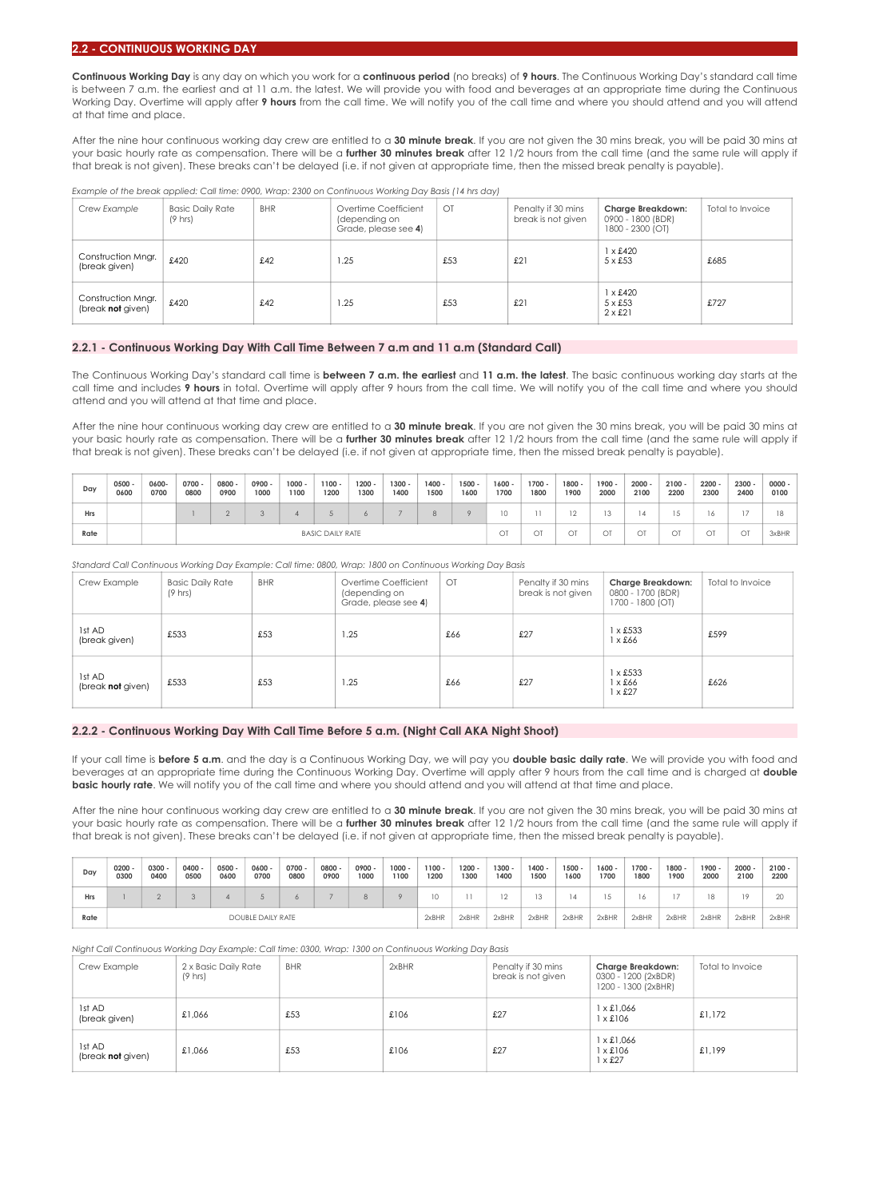## 2.2 - CONTINUOUS WORKING DAY

**Continuous Working Day** is any day on which you work for a **continuous period** (no breaks) of **9 hours**. The Continuous Working Day's standard call time is between 7 a.m. the earliest and at 11 a.m. the latest. We will provide you with food and beverages at an appropriate time during the Continuous Working Day. Overtime will apply after **9 hours** from the call time. We will notify you of the call time and where you should attend and you will attend at that time and place.

After the nine hour continuous working day crew are entitled to a **30 minute break**. If you are not given the 30 mins break, you will be paid 30 mins at your basic hourly rate as compensation. There will be a **further 30 minutes break** after 12 1/2 hours from the call time (and the same rule will apply if that break is not given). These breaks can't be delayed (i.e. if not given at appropriate time, then the missed break penalty is payable).

*Example of the break applied: Call time: 0900, Wrap: 2300 on Continuous Working Day Basis (14 hrs day)*

| Crew Example | Basic Daily Rate (9 hrs) | BHR | Overtime Coefficient (depending on Grade, please see **4**) | OT | Penalty if 30 mins break is not given | **Charge Breakdown:** 0900 - 1800 (BDR) 1800 - 2300 (OT) | Total to Invoice |
|---|---|---|---|---|---|---|---|
| Construction Mngr. (break given) | £420 | £42 | 1.25 | £53 | £21 | 1 x £420<br>5 x £53 | £685 |
| Construction Mngr. (break **not** given) | £420 | £42 | 1.25 | £53 | £21 | 1 x £420<br>5 x £53<br>2 x £21 | £727 |

### 2.2.1 - Continuous Working Day With Call Time Between 7 a.m and 11 a.m (Standard Call)

The Continuous Working Day's standard call time is **between 7 a.m. the earliest** and **11 a.m. the latest**. The basic continuous working day starts at the call time and includes **9 hours** in total. Overtime will apply after 9 hours from the call time. We will notify you of the call time and where you should attend and you will attend at that time and place.

After the nine hour continuous working day crew are entitled to a **30 minute break**. If you are not given the 30 mins break, you will be paid 30 mins at your basic hourly rate as compensation. There will be a **further 30 minutes break** after 12 1/2 hours from the call time (and the same rule will apply if that break is not given). These breaks can't be delayed (i.e. if not given at appropriate time, then the missed break penalty is payable).

| Day | 0500 - 0600 | 0600- 0700 | 0700 - 0800 | 0800 - 0900 | 0900 - 1000 | 1000 - 1100 | 1100 - 1200 | 1200 - 1300 | 1300 - 1400 | 1400 - 1500 | 1500 - 1600 | 1600 - 1700 | 1700 - 1800 | 1800 - 1900 | 1900 - 2000 | 2000 - 2100 | 2100 - 2200 | 2200 - 2300 | 2300 - 2400 | 0000 - 0100 |
|---|---|---|---|---|---|---|---|---|---|---|---|---|---|---|---|---|---|---|---|---|
| Hrs | | | 1 | 2 | 3 | 4 | 5 | 6 | 7 | 8 | 9 | 10 | 11 | 12 | 13 | 14 | 15 | 16 | 17 | 18 |
| Rate | | | BASIC DAILY RATE | | | | | | | | | OT | OT | OT | OT | OT | OT | OT | OT | 3xBHR |

*Standard Call Continuous Working Day Example: Call time: 0800, Wrap: 1800 on Continuous Working Day Basis*

| Crew Example | Basic Daily Rate (9 hrs) | BHR | Overtime Coefficient (depending on Grade, please see **4**) | OT | Penalty if 30 mins break is not given | **Charge Breakdown:** 0800 - 1700 (BDR) 1700 - 1800 (OT) | Total to Invoice |
|---|---|---|---|---|---|---|---|
| 1st AD (break given) | £533 | £53 | 1.25 | £66 | £27 | 1 x £533<br>1 x £66 | £599 |
| 1st AD (break **not** given) | £533 | £53 | 1.25 | £66 | £27 | 1 x £533<br>1 x £66<br>1 x £27 | £626 |

### 2.2.2 - Continuous Working Day With Call Time Before 5 a.m. (Night Call AKA Night Shoot)

If your call time is **before 5 a.m**. and the day is a Continuous Working Day, we will pay you **double basic daily rate**. We will provide you with food and beverages at an appropriate time during the Continuous Working Day. Overtime will apply after 9 hours from the call time and is charged at **double basic hourly rate**. We will notify you of the call time and where you should attend and you will attend at that time and place.

After the nine hour continuous working day crew are entitled to a **30 minute break**. If you are not given the 30 mins break, you will be paid 30 mins at your basic hourly rate as compensation. There will be a **further 30 minutes break** after 12 1/2 hours from the call time (and the same rule will apply if that break is not given). These breaks can't be delayed (i.e. if not given at appropriate time, then the missed break penalty is payable).

| Day | 0200 - 0300 | 0300 - 0400 | 0400 - 0500 | 0500 - 0600 | 0600 - 0700 | 0700 - 0800 | 0800 - 0900 | 0900 - 1000 | 1000 - 1100 | 1100 - 1200 | 1200 - 1300 | 1300 - 1400 | 1400 - 1500 | 1500 - 1600 | 1600 - 1700 | 1700 - 1800 | 1800 - 1900 | 1900 - 2000 | 2000 - 2100 | 2100 - 2200 |
|---|---|---|---|---|---|---|---|---|---|---|---|---|---|---|---|---|---|---|---|---|
| Hrs | 1 | 2 | 3 | 4 | 5 | 6 | 7 | 8 | 9 | 10 | 11 | 12 | 13 | 14 | 15 | 16 | 17 | 18 | 19 | 20 |
| Rate | DOUBLE DAILY RATE | | | | | | | | | 2xBHR | 2xBHR | 2xBHR | 2xBHR | 2xBHR | 2xBHR | 2xBHR | 2xBHR | 2xBHR | 2xBHR | 2xBHR |

*Night Call Continuous Working Day Example: Call time: 0300, Wrap: 1300 on Continuous Working Day Basis*

| Crew Example | 2 x Basic Daily Rate (9 hrs) | BHR | 2xBHR | Penalty if 30 mins break is not given | **Charge Breakdown:** 0300 - 1200 (2xBDR) 1200 - 1300 (2xBHR) | Total to Invoice |
|---|---|---|---|---|---|---|
| 1st AD (break given) | £1,066 | £53 | £106 | £27 | 1 x £1,066<br>1 x £106 | £1,172 |
| 1st AD (break **not** given) | £1,066 | £53 | £106 | £27 | 1 x £1,066<br>1 x £106<br>1 x £27 | £1,199 |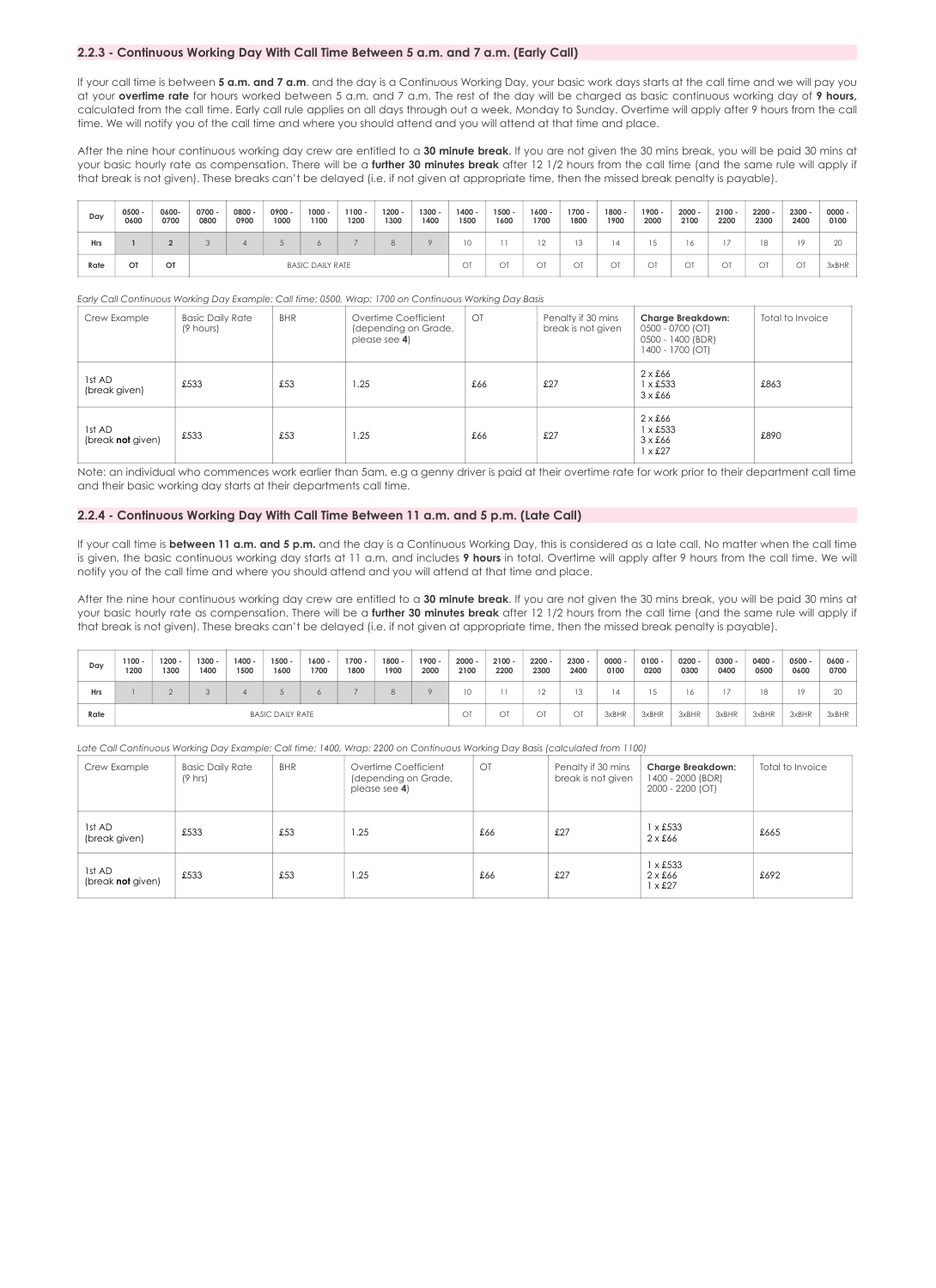### 2.2.3 - Continuous Working Day With Call Time Between 5 a.m. and 7 a.m. (Early Call)

If your call time is between **5 a.m. and 7 a.m**. and the day is a Continuous Working Day, your basic work days starts at the call time and we will pay you at your **overtime rate** for hours worked between 5 a.m. and 7 a.m. The rest of the day will be charged as basic continuous working day of **9 hours,** calculated from the call time. Early call rule applies on all days through out a week, Monday to Sunday. Overtime will apply after 9 hours from the call time. We will notify you of the call time and where you should attend and you will attend at that time and place.

After the nine hour continuous working day crew are entitled to a **30 minute break**. If you are not given the 30 mins break, you will be paid 30 mins at your basic hourly rate as compensation. There will be a **further 30 minutes break** after 12 1/2 hours from the call time (and the same rule will apply if that break is not given). These breaks can't be delayed (i.e. if not given at appropriate time, then the missed break penalty is payable).

| Day | 0500 - 0600 | 0600- 0700 | 0700 - 0800 | 0800 - 0900 | 0900 - 1000 | 1000 - 1100 | 1100 - 1200 | 1200 - 1300 | 1300 - 1400 | 1400 - 1500 | 1500 - 1600 | 1600 - 1700 | 1700 - 1800 | 1800 - 1900 | 1900 - 2000 | 2000 - 2100 | 2100 - 2200 | 2200 - 2300 | 2300 - 2400 | 0000 - 0100 |
|---|---|---|---|---|---|---|---|---|---|---|---|---|---|---|---|---|---|---|---|---|
| Hrs | 1 | 2 | 3 | 4 | 5 | 6 | 7 | 8 | 9 | 10 | 11 | 12 | 13 | 14 | 15 | 16 | 17 | 18 | 19 | 20 |
| Rate | OT | OT | BASIC DAILY RATE | | | | | | | OT | OT | OT | OT | OT | OT | OT | OT | OT | OT | 3xBHR |

*Early Call Continuous Working Day Example: Call time: 0500, Wrap: 1700 on Continuous Working Day Basis*

| Crew Example | Basic Daily Rate (9 hours) | BHR | Overtime Coefficient (depending on Grade, please see **4**) | OT | Penalty if 30 mins break is not given | **Charge Breakdown:** 0500 - 0700 (OT) 0500 - 1400 (BDR) 1400 - 1700 (OT) | Total to Invoice |
|---|---|---|---|---|---|---|---|
| 1st AD (break given) | £533 | £53 | 1.25 | £66 | £27 | 2 x £66 1 x £533 3 x £66 | £863 |
| 1st AD (break **not** given) | £533 | £53 | 1.25 | £66 | £27 | 2 x £66 1 x £533 3 x £66 1 x £27 | £890 |

Note: an individual who commences work earlier than 5am, e.g a genny driver is paid at their overtime rate for work prior to their department call time and their basic working day starts at their departments call time.

### 2.2.4 - Continuous Working Day With Call Time Between 11 a.m. and 5 p.m. (Late Call)

If your call time is **between 11 a.m. and 5 p.m.** and the day is a Continuous Working Day, this is considered as a late call. No matter when the call time is given, the basic continuous working day starts at 11 a.m. and includes **9 hours** in total. Overtime will apply after 9 hours from the call time. We will notify you of the call time and where you should attend and you will attend at that time and place.

After the nine hour continuous working day crew are entitled to a **30 minute break**. If you are not given the 30 mins break, you will be paid 30 mins at your basic hourly rate as compensation. There will be a **further 30 minutes break** after 12 1/2 hours from the call time (and the same rule will apply if that break is not given). These breaks can't be delayed (i.e. if not given at appropriate time, then the missed break penalty is payable).

| Day | 1100 - 1200 | 1200 - 1300 | 1300 - 1400 | 1400 - 1500 | 1500 - 1600 | 1600 - 1700 | 1700 - 1800 | 1800 - 1900 | 1900 - 2000 | 2000 - 2100 | 2100 - 2200 | 2200 - 2300 | 2300 - 2400 | 0000 - 0100 | 0100 - 0200 | 0200 - 0300 | 0300 - 0400 | 0400 - 0500 | 0500 - 0600 | 0600 - 0700 |
|---|---|---|---|---|---|---|---|---|---|---|---|---|---|---|---|---|---|---|---|---|
| Hrs | 1 | 2 | 3 | 4 | 5 | 6 | 7 | 8 | 9 | 10 | 11 | 12 | 13 | 14 | 15 | 16 | 17 | 18 | 19 | 20 |
| Rate | BASIC DAILY RATE | | | | | | | | | OT | OT | OT | OT | 3xBHR | 3xBHR | 3xBHR | 3xBHR | 3xBHR | 3xBHR | 3xBHR |

*Late Call Continuous Working Day Example: Call time: 1400, Wrap: 2200 on Continuous Working Day Basis (calculated from 1100)*

| Crew Example | Basic Daily Rate (9 hrs) | BHR | Overtime Coefficient (depending on Grade, please see **4**) | OT | Penalty if 30 mins break is not given | **Charge Breakdown:** 1400 - 2000 (BDR) 2000 - 2200 (OT) | Total to Invoice |
|---|---|---|---|---|---|---|---|
| 1st AD (break given) | £533 | £53 | 1.25 | £66 | £27 | 1 x £533 2 x £66 | £665 |
| 1st AD (break **not** given) | £533 | £53 | 1.25 | £66 | £27 | 1 x £533 2 x £66 1 x £27 | £692 |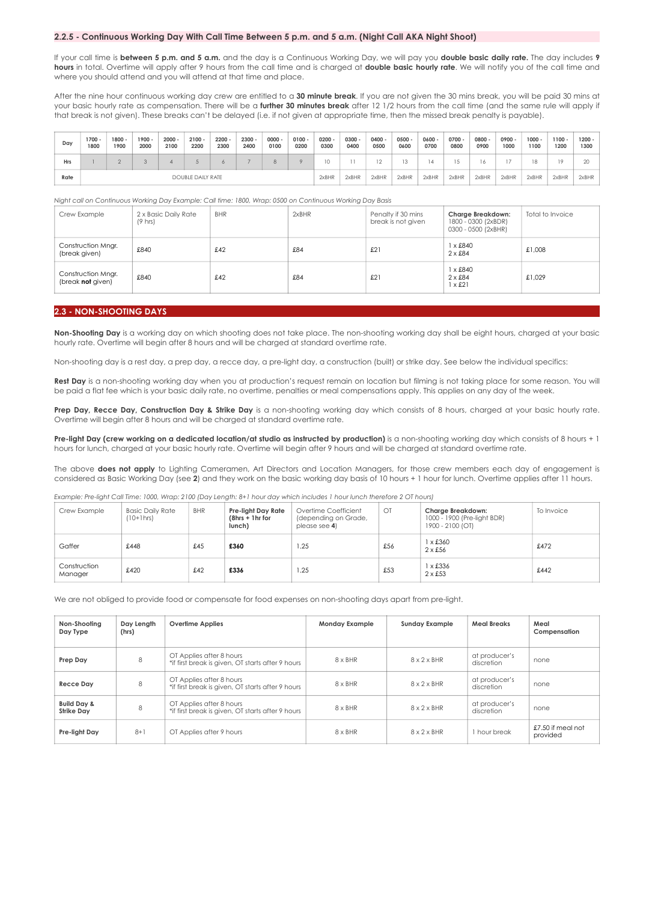### 2.2.5 - Continuous Working Day With Call Time Between 5 p.m. and 5 a.m. (Night Call AKA Night Shoot)

If your call time is **between 5 p.m. and 5 a.m.** and the day is a Continuous Working Day, we will pay you **double basic daily rate.** The day includes **9 hours** in total. Overtime will apply after 9 hours from the call time and is charged at **double basic hourly rate**. We will notify you of the call time and where you should attend and you will attend at that time and place.

After the nine hour continuous working day crew are entitled to a **30 minute break**. If you are not given the 30 mins break, you will be paid 30 mins at your basic hourly rate as compensation. There will be a **further 30 minutes break** after 12 1/2 hours from the call time (and the same rule will apply if that break is not given). These breaks can't be delayed (i.e. if not given at appropriate time, then the missed break penalty is payable).

| Day | 1700 - 1800 | 1800 - 1900 | 1900 - 2000 | 2000 - 2100 | 2100 - 2200 | 2200 - 2300 | 2300 - 2400 | 0000 - 0100 | 0100 - 0200 | 0200 - 0300 | 0300 - 0400 | 0400 - 0500 | 0500 - 0600 | 0600 - 0700 | 0700 - 0800 | 0800 - 0900 | 0900 - 1000 | 1000 - 1100 | 1100 - 1200 | 1200 - 1300 |
|---|---|---|---|---|---|---|---|---|---|---|---|---|---|---|---|---|---|---|---|---|
| Hrs | 1 | 2 | 3 | 4 | 5 | 6 | 7 | 8 | 9 | 10 | 11 | 12 | 13 | 14 | 15 | 16 | 17 | 18 | 19 | 20 |
| Rate | DOUBLE DAILY RATE | | | | | | | | | 2xBHR | 2xBHR | 2xBHR | 2xBHR | 2xBHR | 2xBHR | 2xBHR | 2xBHR | 2xBHR | 2xBHR | 2xBHR |

*Night call on Continuous Working Day Example: Call time: 1800, Wrap: 0500 on Continuous Working Day Basis*

| Crew Example | 2 x Basic Daily Rate (9 hrs) | BHR | 2xBHR | Penalty if 30 mins break is not given | **Charge Breakdown:** 1800 - 0300 (2xBDR) 0300 - 0500 (2xBHR) | Total to Invoice |
|---|---|---|---|---|---|---|
| Construction Mngr. (break given) | £840 | £42 | £84 | £21 | 1 x £840<br>2 x £84 | £1,008 |
| Construction Mngr. (break **not** given) | £840 | £42 | £84 | £21 | 1 x £840<br>2 x £84<br>1 x £21 | £1,029 |

## 2.3 - NON-SHOOTING DAYS

**Non-Shooting Day** is a working day on which shooting does not take place. The non-shooting working day shall be eight hours, charged at your basic hourly rate. Overtime will begin after 8 hours and will be charged at standard overtime rate.

Non-shooting day is a rest day, a prep day, a recce day, a pre-light day, a construction (built) or strike day. See below the individual specifics:

**Rest Day** is a non-shooting working day when you at production's request remain on location but filming is not taking place for some reason. You will be paid a flat fee which is your basic daily rate, no overtime, penalties or meal compensations apply. This applies on any day of the week.

**Prep Day, Recce Day, Construction Day & Strike Day** is a non-shooting working day which consists of 8 hours, charged at your basic hourly rate. Overtime will begin after 8 hours and will be charged at standard overtime rate.

**Pre-light Day (crew working on a dedicated location/at studio as instructed by production)** is a non-shooting working day which consists of 8 hours + 1 hours for lunch, charged at your basic hourly rate. Overtime will begin after 9 hours and will be charged at standard overtime rate.

The above **does not apply** to Lighting Cameramen, Art Directors and Location Managers, for those crew members each day of engagement is considered as Basic Working Day (see **2**) and they work on the basic working day basis of 10 hours + 1 hour for lunch. Overtime applies after 11 hours.

*Example: Pre-light Call Time: 1000, Wrap: 2100 (Day Length: 8+1 hour day which includes 1 hour lunch therefore 2 OT hours)*

| Crew Example | Basic Daily Rate (10+1hrs) | BHR | **Pre-light Day Rate (8hrs + 1hr for lunch)** | Overtime Coefficient (depending on Grade, please see **4**) | OT | **Charge Breakdown:** 1000 - 1900 (Pre-light BDR) 1900 - 2100 (OT) | To Invoice |
|---|---|---|---|---|---|---|---|
| Gaffer | £448 | £45 | **£360** | 1.25 | £56 | 1 x £360<br>2 x £56 | £472 |
| Construction Manager | £420 | £42 | **£336** | 1.25 | £53 | 1 x £336<br>2 x £53 | £442 |

We are not obliged to provide food or compensate for food expenses on non-shooting days apart from pre-light.

| Non-Shooting Day Type | Day Length (hrs) | Overtime Applies | Monday Example | Sunday Example | Meal Breaks | Meal Compensation |
|---|---|---|---|---|---|---|
| **Prep Day** | 8 | OT Applies after 8 hours<br>*if first break is given, OT starts after 9 hours | 8 x BHR | 8 x 2 x BHR | at producer's discretion | none |
| **Recce Day** | 8 | OT Applies after 8 hours<br>*if first break is given, OT starts after 9 hours | 8 x BHR | 8 x 2 x BHR | at producer's discretion | none |
| **Build Day & Strike Day** | 8 | OT Applies after 8 hours<br>*if first break is given, OT starts after 9 hours | 8 x BHR | 8 x 2 x BHR | at producer's discretion | none |
| **Pre-light Day** | 8+1 | OT Applies after 9 hours | 8 x BHR | 8 x 2 x BHR | 1 hour break | £7.50 if meal not provided |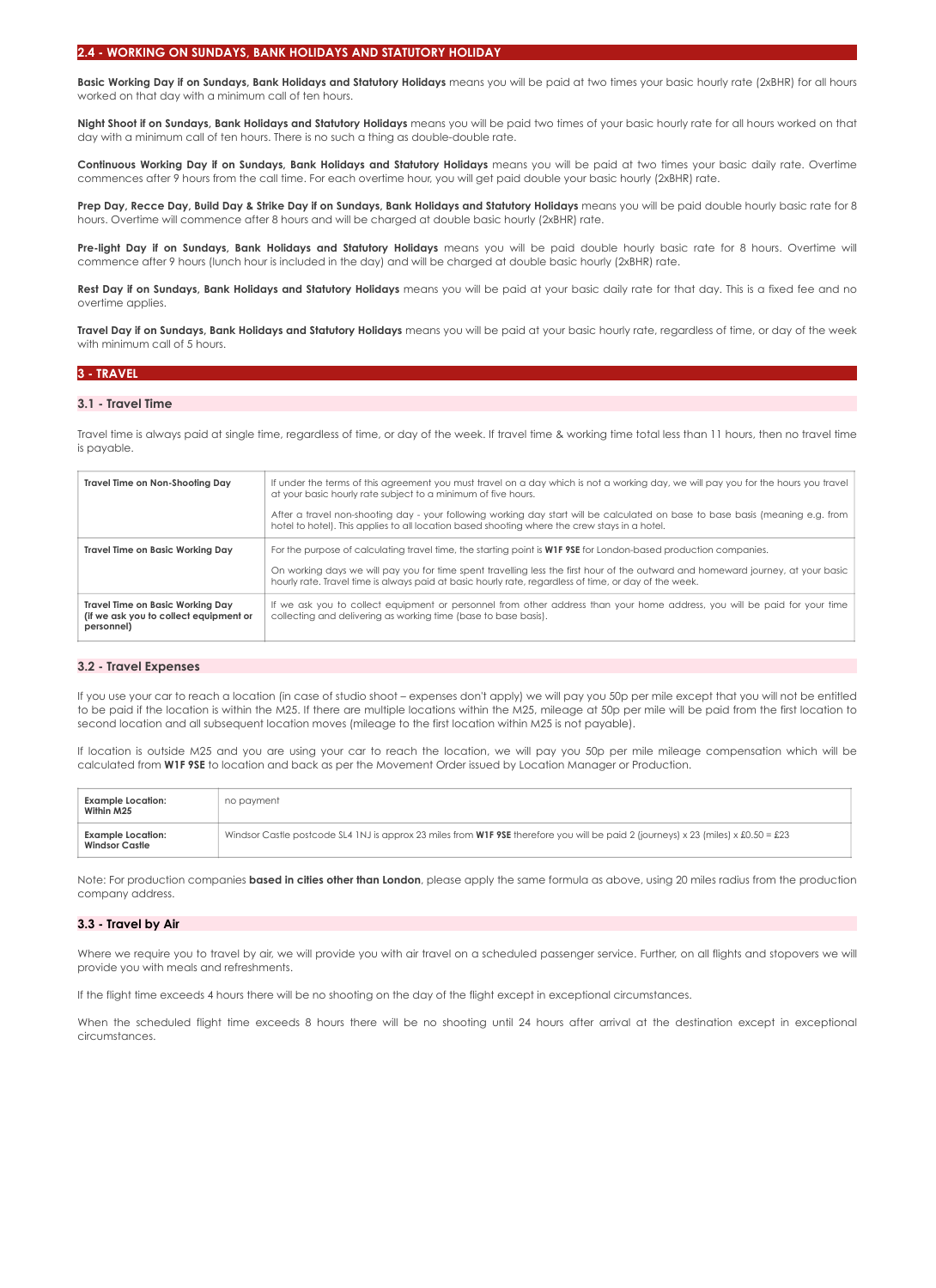## 2.4 - WORKING ON SUNDAYS, BANK HOLIDAYS AND STATUTORY HOLIDAY

**Basic Working Day if on Sundays, Bank Holidays and Statutory Holidays** means you will be paid at two times your basic hourly rate (2xBHR) for all hours worked on that day with a minimum call of ten hours.

**Night Shoot if on Sundays, Bank Holidays and Statutory Holidays** means you will be paid two times of your basic hourly rate for all hours worked on that day with a minimum call of ten hours. There is no such a thing as double-double rate.

**Continuous Working Day if on Sundays, Bank Holidays and Statutory Holidays** means you will be paid at two times your basic daily rate. Overtime commences after 9 hours from the call time. For each overtime hour, you will get paid double your basic hourly (2xBHR) rate.

**Prep Day, Recce Day, Build Day & Strike Day if on Sundays, Bank Holidays and Statutory Holidays** means you will be paid double hourly basic rate for 8 hours. Overtime will commence after 8 hours and will be charged at double basic hourly (2xBHR) rate.

**Pre-light Day if on Sundays, Bank Holidays and Statutory Holidays** means you will be paid double hourly basic rate for 8 hours. Overtime will commence after 9 hours (lunch hour is included in the day) and will be charged at double basic hourly (2xBHR) rate.

**Rest Day if on Sundays, Bank Holidays and Statutory Holidays** means you will be paid at your basic daily rate for that day. This is a fixed fee and no overtime applies.

**Travel Day if on Sundays, Bank Holidays and Statutory Holidays** means you will be paid at your basic hourly rate, regardless of time, or day of the week with minimum call of 5 hours.

## 3 - TRAVEL

### 3.1 - Travel Time

Travel time is always paid at single time, regardless of time, or day of the week. If travel time & working time total less than 11 hours, then no travel time is payable.

| | |
|---|---|
| **Travel Time on Non-Shooting Day** | If under the terms of this agreement you must travel on a day which is not a working day, we will pay you for the hours you travel at your basic hourly rate subject to a minimum of five hours.<br><br>After a travel non-shooting day - your following working day start will be calculated on base to base basis (meaning e.g. from hotel to hotel). This applies to all location based shooting where the crew stays in a hotel. |
| **Travel Time on Basic Working Day** | For the purpose of calculating travel time, the starting point is **W1F 9SE** for London-based production companies.<br><br>On working days we will pay you for time spent travelling less the first hour of the outward and homeward journey, at your basic hourly rate. Travel time is always paid at basic hourly rate, regardless of time, or day of the week. |
| **Travel Time on Basic Working Day (if we ask you to collect equipment or personnel)** | If we ask you to collect equipment or personnel from other address than your home address, you will be paid for your time collecting and delivering as working time (base to base basis). |

### 3.2 - Travel Expenses

If you use your car to reach a location (in case of studio shoot – expenses don't apply) we will pay you 50p per mile except that you will not be entitled to be paid if the location is within the M25. If there are multiple locations within the M25, mileage at 50p per mile will be paid from the first location to second location and all subsequent location moves (mileage to the first location within M25 is not payable).

If location is outside M25 and you are using your car to reach the location, we will pay you 50p per mile mileage compensation which will be calculated from **W1F 9SE** to location and back as per the Movement Order issued by Location Manager or Production.

| | |
|---|---|
| **Example Location: Within M25** | no payment |
| **Example Location: Windsor Castle** | Windsor Castle postcode SL4 1NJ is approx 23 miles from **W1F 9SE** therefore you will be paid 2 (journeys) x 23 (miles) x £0.50 = £23 |

Note: For production companies **based in cities other than London**, please apply the same formula as above, using 20 miles radius from the production company address.

### 3.3 - Travel by Air

Where we require you to travel by air, we will provide you with air travel on a scheduled passenger service. Further, on all flights and stopovers we will provide you with meals and refreshments.

If the flight time exceeds 4 hours there will be no shooting on the day of the flight except in exceptional circumstances.

When the scheduled flight time exceeds 8 hours there will be no shooting until 24 hours after arrival at the destination except in exceptional circumstances.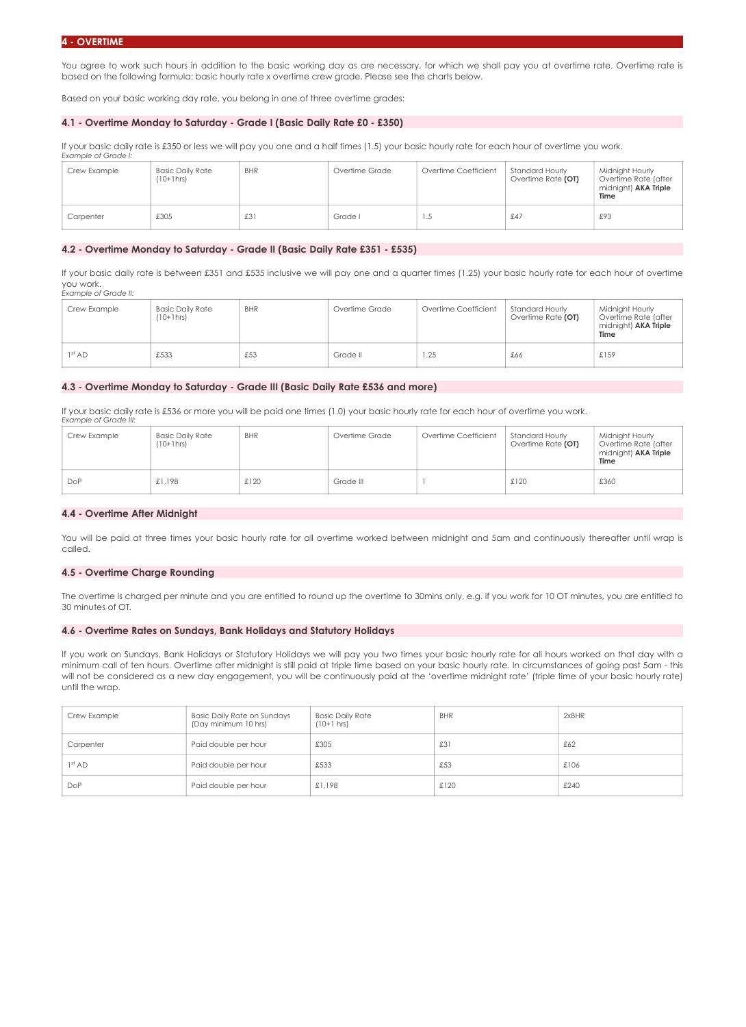## 4 - OVERTIME

You agree to work such hours in addition to the basic working day as are necessary, for which we shall pay you at overtime rate. Overtime rate is based on the following formula: basic hourly rate x overtime crew grade. Please see the charts below.

Based on your basic working day rate, you belong in one of three overtime grades:

### 4.1 - Overtime Monday to Saturday - Grade I (Basic Daily Rate £0 - £350)

If your basic daily rate is £350 or less we will pay you one and a half times (1.5) your basic hourly rate for each hour of overtime you work.

*Example of Grade I:*

| Crew Example | Basic Daily Rate (10+1hrs) | BHR | Overtime Grade | Overtime Coefficient | Standard Hourly Overtime Rate **(OT)** | Midnight Hourly Overtime Rate (after midnight) **AKA Triple Time** |
|---|---|---|---|---|---|---|
| Carpenter | £305 | £31 | Grade I | 1.5 | £47 | £93 |

### 4.2 - Overtime Monday to Saturday - Grade II (Basic Daily Rate £351 - £535)

If your basic daily rate is between £351 and £535 inclusive we will pay you one and a quarter times (1.25) your basic hourly rate for each hour of overtime you work.

*Example of Grade II:*

| Crew Example | Basic Daily Rate (10+1hrs) | BHR | Overtime Grade | Overtime Coefficient | Standard Hourly Overtime Rate **(OT)** | Midnight Hourly Overtime Rate (after midnight) **AKA Triple Time** |
|---|---|---|---|---|---|---|
| 1st AD | £533 | £53 | Grade II | 1.25 | £66 | £159 |

### 4.3 - Overtime Monday to Saturday - Grade III (Basic Daily Rate £536 and more)

If your basic daily rate is £536 or more you will be paid one times (1.0) your basic hourly rate for each hour of overtime you work.

*Example of Grade III:*

| Crew Example | Basic Daily Rate (10+1hrs) | BHR | Overtime Grade | Overtime Coefficient | Standard Hourly Overtime Rate **(OT)** | Midnight Hourly Overtime Rate (after midnight) **AKA Triple Time** |
|---|---|---|---|---|---|---|
| DoP | £1,198 | £120 | Grade III | 1 | £120 | £360 |

### 4.4 - Overtime After Midnight

You will be paid at three times your basic hourly rate for all overtime worked between midnight and 5am and continuously thereafter until wrap is called.

### 4.5 - Overtime Charge Rounding

The overtime is charged per minute and you are entitled to round up the overtime to 30mins only, e.g. if you work for 10 OT minutes, you are entitled to 30 minutes of OT.

### 4.6 - Overtime Rates on Sundays, Bank Holidays and Statutory Holidays

If you work on Sundays, Bank Holidays or Statutory Holidays we will pay you two times your basic hourly rate for all hours worked on that day with a minimum call of ten hours. Overtime after midnight is still paid at triple time based on your basic hourly rate. In circumstances of going past 5am - this will not be considered as a new day engagement, you will be continuously paid at the 'overtime midnight rate' (triple time of your basic hourly rate) until the wrap.

| Crew Example | Basic Daily Rate on Sundays (Day minimum 10 hrs) | Basic Daily Rate (10+1 hrs) | BHR | 2xBHR |
|---|---|---|---|---|
| Carpenter | Paid double per hour | £305 | £31 | £62 |
| 1st AD | Paid double per hour | £533 | £53 | £106 |
| DoP | Paid double per hour | £1,198 | £120 | £240 |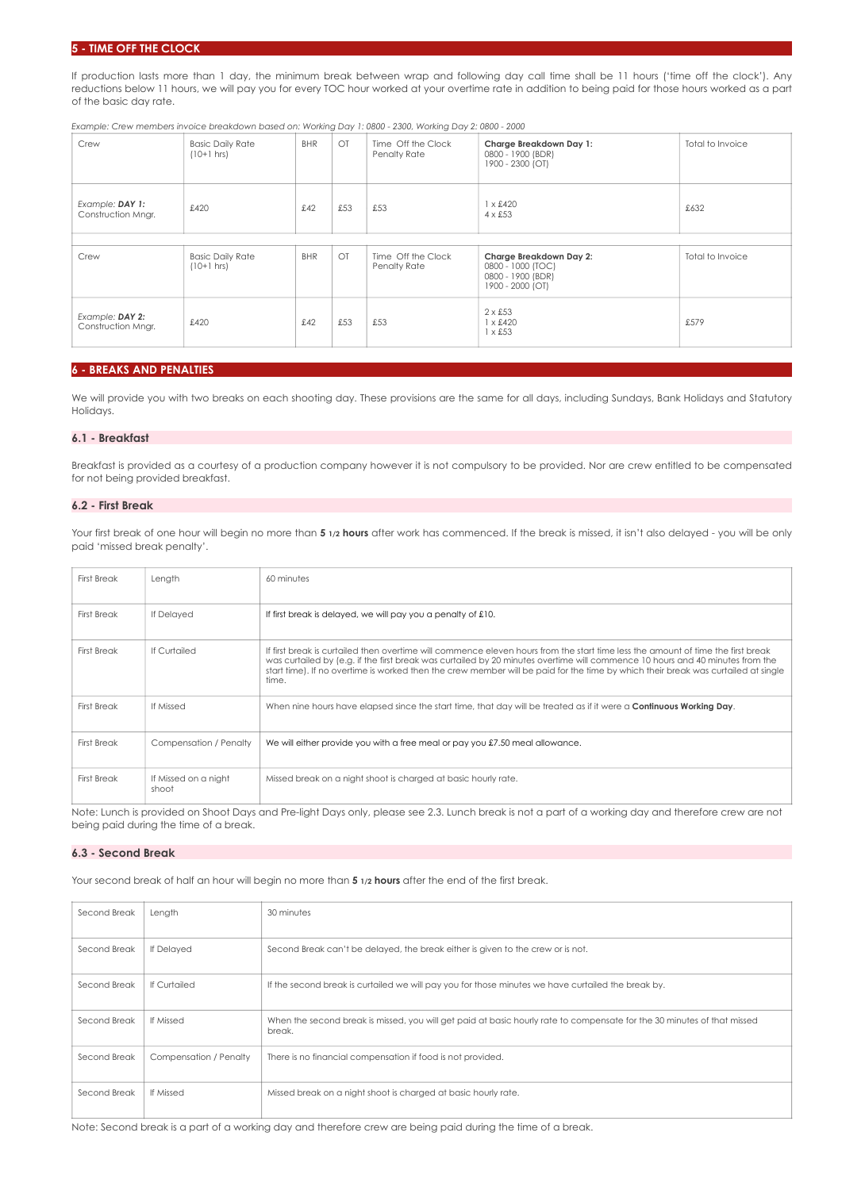## 5 - TIME OFF THE CLOCK

If production lasts more than 1 day, the minimum break between wrap and following day call time shall be 11 hours ('time off the clock'). Any reductions below 11 hours, we will pay you for every TOC hour worked at your overtime rate in addition to being paid for those hours worked as a part of the basic day rate.

*Example: Crew members invoice breakdown based on: Working Day 1: 0800 - 2300, Working Day 2: 0800 - 2000*

| Crew | Basic Daily Rate (10+1 hrs) | BHR | OT | Time Off the Clock Penalty Rate | **Charge Breakdown Day 1:** 0800 - 1900 (BDR) 1900 - 2300 (OT) | Total to Invoice |
|---|---|---|---|---|---|---|
| *Example:* ***DAY 1:*** Construction Mngr. | £420 | £42 | £53 | £53 | 1 x £420 4 x £53 | £632 |
| | | | | | | |
| Crew | Basic Daily Rate (10+1 hrs) | BHR | OT | Time Off the Clock Penalty Rate | **Charge Breakdown Day 2:** 0800 - 1000 (TOC) 0800 - 1900 (BDR) 1900 - 2000 (OT) | Total to Invoice |
| *Example:* ***DAY 2:*** Construction Mngr. | £420 | £42 | £53 | £53 | 2 x £53 1 x £420 1 x £53 | £579 |

## 6 - BREAKS AND PENALTIES

We will provide you with two breaks on each shooting day. These provisions are the same for all days, including Sundays, Bank Holidays and Statutory Holidays.

### 6.1 - Breakfast

Breakfast is provided as a courtesy of a production company however it is not compulsory to be provided. Nor are crew entitled to be compensated for not being provided breakfast.

### 6.2 - First Break

Your first break of one hour will begin no more than **5 1/2 hours** after work has commenced. If the break is missed, it isn't also delayed - you will be only paid 'missed break penalty'.

| First Break | Length | 60 minutes |
|---|---|---|
| First Break | If Delayed | If first break is delayed, we will pay you a penalty of £10. |
| First Break | If Curtailed | If first break is curtailed then overtime will commence eleven hours from the start time less the amount of time the first break was curtailed by (e.g. if the first break was curtailed by 20 minutes overtime will commence 10 hours and 40 minutes from the start time). If no overtime is worked then the crew member will be paid for the time by which their break was curtailed at single time. |
| First Break | If Missed | When nine hours have elapsed since the start time, that day will be treated as if it were a **Continuous Working Day**. |
| First Break | Compensation / Penalty | We will either provide you with a free meal or pay you £7.50 meal allowance. |
| First Break | If Missed on a night shoot | Missed break on a night shoot is charged at basic hourly rate. |

Note: Lunch is provided on Shoot Days and Pre-light Days only, please see 2.3. Lunch break is not a part of a working day and therefore crew are not being paid during the time of a break.

### 6.3 - Second Break

Your second break of half an hour will begin no more than **5 1/2 hours** after the end of the first break.

| Second Break | Length | 30 minutes |
|---|---|---|
| Second Break | If Delayed | Second Break can't be delayed, the break either is given to the crew or is not. |
| Second Break | If Curtailed | If the second break is curtailed we will pay you for those minutes we have curtailed the break by. |
| Second Break | If Missed | When the second break is missed, you will get paid at basic hourly rate to compensate for the 30 minutes of that missed break. |
| Second Break | Compensation / Penalty | There is no financial compensation if food is not provided. |
| Second Break | If Missed | Missed break on a night shoot is charged at basic hourly rate. |

Note: Second break is a part of a working day and therefore crew are being paid during the time of a break.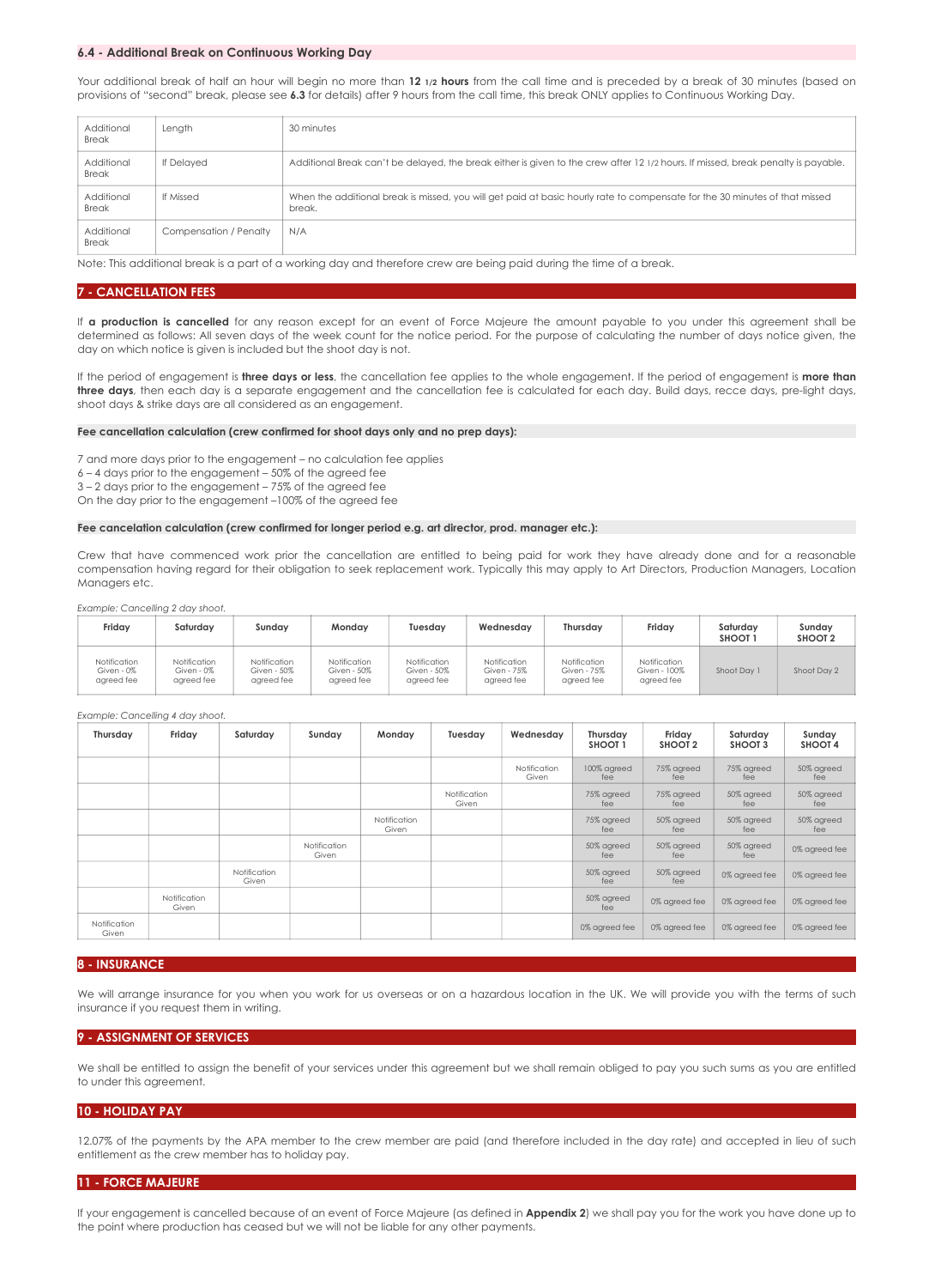### 6.4 - Additional Break on Continuous Working Day

Your additional break of half an hour will begin no more than **12 1/2 hours** from the call time and is preceded by a break of 30 minutes (based on provisions of "second" break, please see **6.3** for details) after 9 hours from the call time, this break ONLY applies to Continuous Working Day.

| Additional Break | Length | 30 minutes |
|---|---|---|
| Additional Break | If Delayed | Additional Break can't be delayed, the break either is given to the crew after 12 1/2 hours. If missed, break penalty is payable. |
| Additional Break | If Missed | When the additional break is missed, you will get paid at basic hourly rate to compensate for the 30 minutes of that missed break. |
| Additional Break | Compensation / Penalty | N/A |

Note: This additional break is a part of a working day and therefore crew are being paid during the time of a break.

## 7 - CANCELLATION FEES

If **a production is cancelled** for any reason except for an event of Force Majeure the amount payable to you under this agreement shall be determined as follows: All seven days of the week count for the notice period. For the purpose of calculating the number of days notice given, the day on which notice is given is included but the shoot day is not.

If the period of engagement is **three days or less**, the cancellation fee applies to the whole engagement. If the period of engagement is **more than three days**, then each day is a separate engagement and the cancellation fee is calculated for each day. Build days, recce days, pre-light days, shoot days & strike days are all considered as an engagement.

**Fee cancellation calculation (crew confirmed for shoot days only and no prep days):**

7 and more days prior to the engagement – no calculation fee applies
6 – 4 days prior to the engagement – 50% of the agreed fee
3 – 2 days prior to the engagement – 75% of the agreed fee
On the day prior to the engagement –100% of the agreed fee

**Fee cancelation calculation (crew confirmed for longer period e.g. art director, prod. manager etc.):**

Crew that have commenced work prior the cancellation are entitled to being paid for work they have already done and for a reasonable compensation having regard for their obligation to seek replacement work. Typically this may apply to Art Directors, Production Managers, Location Managers etc.

*Example: Cancelling 2 day shoot.*

| Friday | Saturday | Sunday | Monday | Tuesday | Wednesday | Thursday | Friday | Saturday SHOOT 1 | Sunday SHOOT 2 |
|---|---|---|---|---|---|---|---|---|---|
| Notification Given - 0% agreed fee | Notification Given - 0% agreed fee | Notification Given - 50% agreed fee | Notification Given - 50% agreed fee | Notification Given - 50% agreed fee | Notification Given - 75% agreed fee | Notification Given - 75% agreed fee | Notification Given - 100% agreed fee | Shoot Day 1 | Shoot Day 2 |

*Example: Cancelling 4 day shoot.*

| Thursday | Friday | Saturday | Sunday | Monday | Tuesday | Wednesday | Thursday SHOOT 1 | Friday SHOOT 2 | Saturday SHOOT 3 | Sunday SHOOT 4 |
|---|---|---|---|---|---|---|---|---|---|---|
| | | | | | | Notification Given | 100% agreed fee | 75% agreed fee | 75% agreed fee | 50% agreed fee |
| | | | | | Notification Given | | 75% agreed fee | 75% agreed fee | 50% agreed fee | 50% agreed fee |
| | | | | Notification Given | | | 75% agreed fee | 50% agreed fee | 50% agreed fee | 50% agreed fee |
| | | | Notification Given | | | | 50% agreed fee | 50% agreed fee | 50% agreed fee | 0% agreed fee |
| | | Notification Given | | | | | 50% agreed fee | 50% agreed fee | 0% agreed fee | 0% agreed fee |
| | Notification Given | | | | | | 50% agreed fee | 0% agreed fee | 0% agreed fee | 0% agreed fee |
| Notification Given | | | | | | | 0% agreed fee | 0% agreed fee | 0% agreed fee | 0% agreed fee |

## 8 - INSURANCE

We will arrange insurance for you when you work for us overseas or on a hazardous location in the UK. We will provide you with the terms of such insurance if you request them in writing.

## 9 - ASSIGNMENT OF SERVICES

We shall be entitled to assign the benefit of your services under this agreement but we shall remain obliged to pay you such sums as you are entitled to under this agreement.

## 10 - HOLIDAY PAY

12.07% of the payments by the APA member to the crew member are paid (and therefore included in the day rate) and accepted in lieu of such entitlement as the crew member has to holiday pay.

## 11 - FORCE MAJEURE

If your engagement is cancelled because of an event of Force Majeure (as defined in **Appendix 2**) we shall pay you for the work you have done up to the point where production has ceased but we will not be liable for any other payments.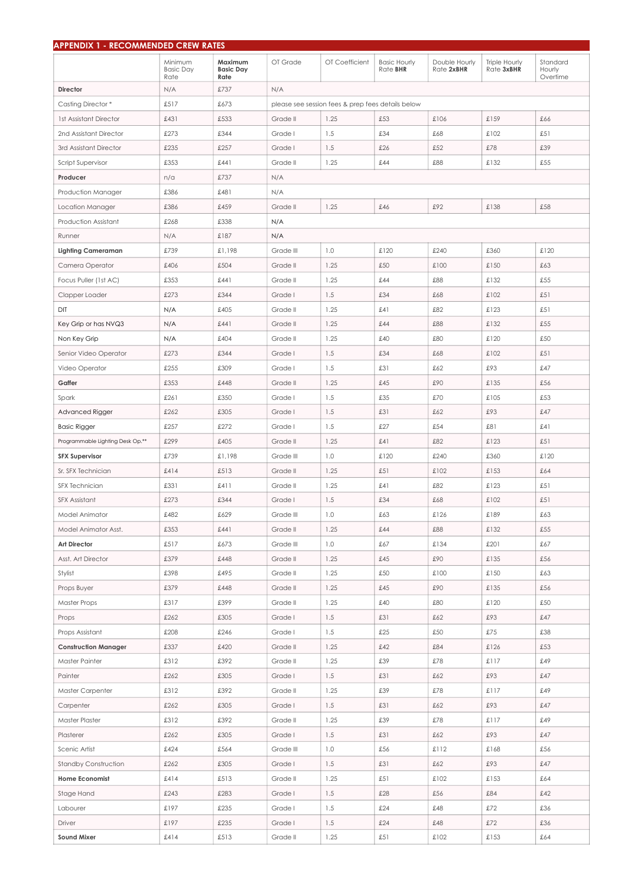## APPENDIX 1 - RECOMMENDED CREW RATES

| | Minimum Basic Day Rate | **Maximum Basic Day Rate** | OT Grade | OT Coefficient | Basic Hourly Rate **BHR** | Double Hourly Rate **2xBHR** | Triple Hourly Rate **3xBHR** | Standard Hourly Overtime |
|---|---|---|---|---|---|---|---|---|
| **Director** | N/A | £737 | N/A | | | | | |
| Casting Director * | £517 | £673 | please see session fees & prep fees details below | | | | | |
| 1st Assistant Director | £431 | £533 | Grade II | 1.25 | £53 | £106 | £159 | £66 |
| 2nd Assistant Director | £273 | £344 | Grade I | 1.5 | £34 | £68 | £102 | £51 |
| 3rd Assistant Director | £235 | £257 | Grade I | 1.5 | £26 | £52 | £78 | £39 |
| Script Supervisor | £353 | £441 | Grade II | 1.25 | £44 | £88 | £132 | £55 |
| **Producer** | n/a | £737 | N/A | | | | | |
| Production Manager | £386 | £481 | N/A | | | | | |
| Location Manager | £386 | £459 | Grade II | 1.25 | £46 | £92 | £138 | £58 |
| Production Assistant | £268 | £338 | N/A | | | | | |
| Runner | N/A | £187 | N/A | | | | | |
| **Lighting Cameraman** | £739 | £1,198 | Grade III | 1.0 | £120 | £240 | £360 | £120 |
| Camera Operator | £406 | £504 | Grade II | 1.25 | £50 | £100 | £150 | £63 |
| Focus Puller (1st AC) | £353 | £441 | Grade II | 1.25 | £44 | £88 | £132 | £55 |
| Clapper Loader | £273 | £344 | Grade I | 1.5 | £34 | £68 | £102 | £51 |
| DIT | N/A | £405 | Grade II | 1.25 | £41 | £82 | £123 | £51 |
| Key Grip or has NVQ3 | N/A | £441 | Grade II | 1.25 | £44 | £88 | £132 | £55 |
| Non Key Grip | N/A | £404 | Grade II | 1.25 | £40 | £80 | £120 | £50 |
| Senior Video Operator | £273 | £344 | Grade I | 1.5 | £34 | £68 | £102 | £51 |
| Video Operator | £255 | £309 | Grade I | 1.5 | £31 | £62 | £93 | £47 |
| **Gaffer** | £353 | £448 | Grade II | 1.25 | £45 | £90 | £135 | £56 |
| Spark | £261 | £350 | Grade I | 1.5 | £35 | £70 | £105 | £53 |
| Advanced Rigger | £262 | £305 | Grade I | 1.5 | £31 | £62 | £93 | £47 |
| Basic Rigger | £257 | £272 | Grade I | 1.5 | £27 | £54 | £81 | £41 |
| Programmable Lighting Desk Op.** | £299 | £405 | Grade II | 1.25 | £41 | £82 | £123 | £51 |
| **SFX Supervisor** | £739 | £1,198 | Grade III | 1.0 | £120 | £240 | £360 | £120 |
| Sr. SFX Technician | £414 | £513 | Grade II | 1.25 | £51 | £102 | £153 | £64 |
| SFX Technician | £331 | £411 | Grade II | 1.25 | £41 | £82 | £123 | £51 |
| SFX Assistant | £273 | £344 | Grade I | 1.5 | £34 | £68 | £102 | £51 |
| Model Animator | £482 | £629 | Grade III | 1.0 | £63 | £126 | £189 | £63 |
| Model Animator Asst. | £353 | £441 | Grade II | 1.25 | £44 | £88 | £132 | £55 |
| **Art Director** | £517 | £673 | Grade III | 1.0 | £67 | £134 | £201 | £67 |
| Asst. Art Director | £379 | £448 | Grade II | 1.25 | £45 | £90 | £135 | £56 |
| Stylist | £398 | £495 | Grade II | 1.25 | £50 | £100 | £150 | £63 |
| Props Buyer | £379 | £448 | Grade II | 1.25 | £45 | £90 | £135 | £56 |
| Master Props | £317 | £399 | Grade II | 1.25 | £40 | £80 | £120 | £50 |
| Props | £262 | £305 | Grade I | 1.5 | £31 | £62 | £93 | £47 |
| Props Assistant | £208 | £246 | Grade I | 1.5 | £25 | £50 | £75 | £38 |
| **Construction Manager** | £337 | £420 | Grade II | 1.25 | £42 | £84 | £126 | £53 |
| Master Painter | £312 | £392 | Grade II | 1.25 | £39 | £78 | £117 | £49 |
| Painter | £262 | £305 | Grade I | 1.5 | £31 | £62 | £93 | £47 |
| Master Carpenter | £312 | £392 | Grade II | 1.25 | £39 | £78 | £117 | £49 |
| Carpenter | £262 | £305 | Grade I | 1.5 | £31 | £62 | £93 | £47 |
| Master Plaster | £312 | £392 | Grade II | 1.25 | £39 | £78 | £117 | £49 |
| Plasterer | £262 | £305 | Grade I | 1.5 | £31 | £62 | £93 | £47 |
| Scenic Artist | £424 | £564 | Grade III | 1.0 | £56 | £112 | £168 | £56 |
| Standby Construction | £262 | £305 | Grade I | 1.5 | £31 | £62 | £93 | £47 |
| **Home Economist** | £414 | £513 | Grade II | 1.25 | £51 | £102 | £153 | £64 |
| Stage Hand | £243 | £283 | Grade I | 1.5 | £28 | £56 | £84 | £42 |
| Labourer | £197 | £235 | Grade I | 1.5 | £24 | £48 | £72 | £36 |
| Driver | £197 | £235 | Grade I | 1.5 | £24 | £48 | £72 | £36 |
| **Sound Mixer** | £414 | £513 | Grade II | 1.25 | £51 | £102 | £153 | £64 |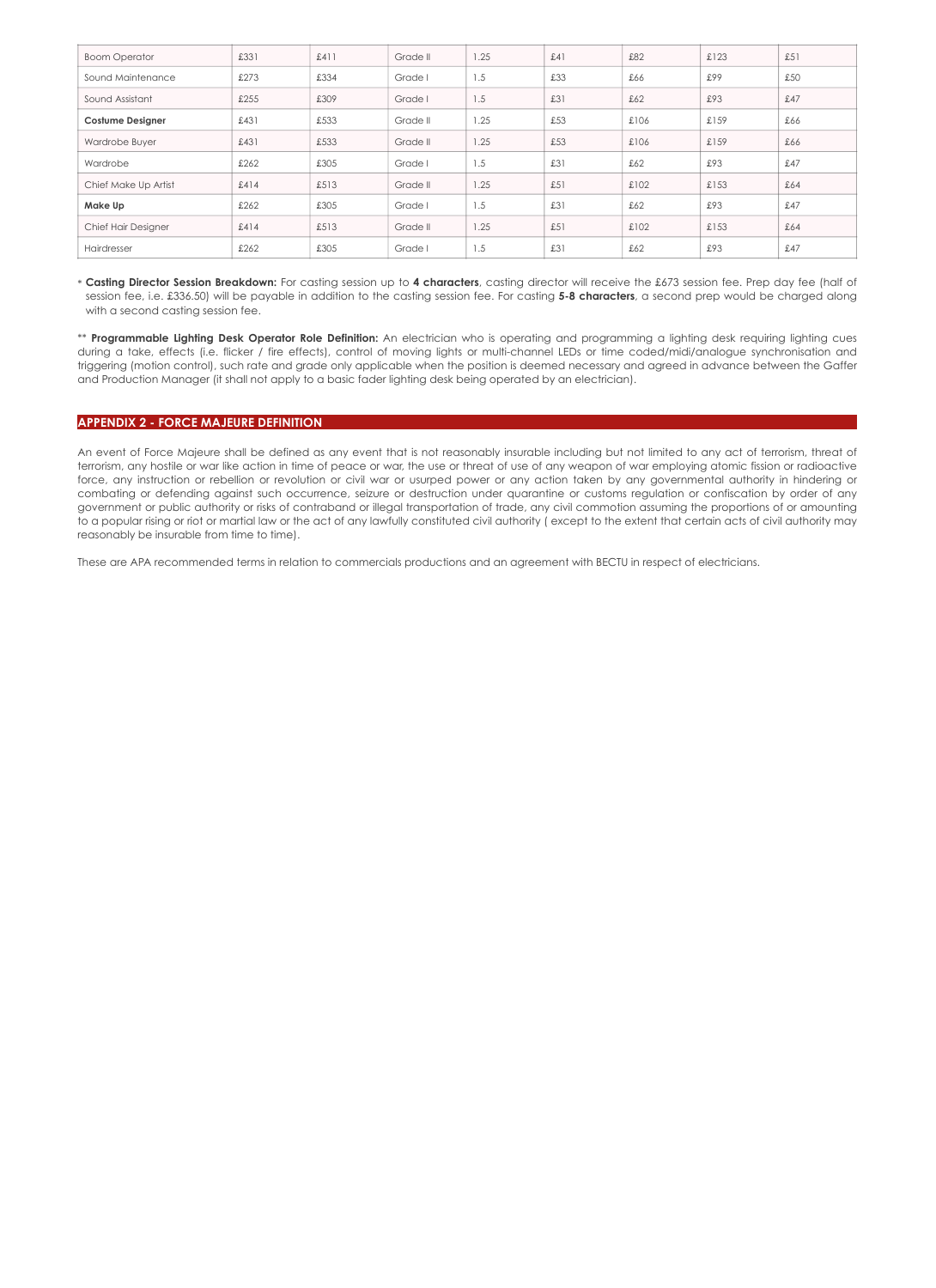| | | | | | | | | |
|---|---|---|---|---|---|---|---|---|
| Boom Operator | £331 | £411 | Grade II | 1.25 | £41 | £82 | £123 | £51 |
| Sound Maintenance | £273 | £334 | Grade I | 1.5 | £33 | £66 | £99 | £50 |
| Sound Assistant | £255 | £309 | Grade I | 1.5 | £31 | £62 | £93 | £47 |
| **Costume Designer** | £431 | £533 | Grade II | 1.25 | £53 | £106 | £159 | £66 |
| Wardrobe Buyer | £431 | £533 | Grade II | 1.25 | £53 | £106 | £159 | £66 |
| Wardrobe | £262 | £305 | Grade I | 1.5 | £31 | £62 | £93 | £47 |
| Chief Make Up Artist | £414 | £513 | Grade II | 1.25 | £51 | £102 | £153 | £64 |
| **Make Up** | £262 | £305 | Grade I | 1.5 | £31 | £62 | £93 | £47 |
| Chief Hair Designer | £414 | £513 | Grade II | 1.25 | £51 | £102 | £153 | £64 |
| Hairdresser | £262 | £305 | Grade I | 1.5 | £31 | £62 | £93 | £47 |

* **Casting Director Session Breakdown:** For casting session up to **4 characters**, casting director will receive the £673 session fee. Prep day fee (half of session fee, i.e. £336.50) will be payable in addition to the casting session fee. For casting **5-8 characters**, a second prep would be charged along with a second casting session fee.

** **Programmable Lighting Desk Operator Role Definition:** An electrician who is operating and programming a lighting desk requiring lighting cues during a take, effects (i.e. flicker / fire effects), control of moving lights or multi-channel LEDs or time coded/midi/analogue synchronisation and triggering (motion control), such rate and grade only applicable when the position is deemed necessary and agreed in advance between the Gaffer and Production Manager (it shall not apply to a basic fader lighting desk being operated by an electrician).

## APPENDIX 2 - FORCE MAJEURE DEFINITION

An event of Force Majeure shall be defined as any event that is not reasonably insurable including but not limited to any act of terrorism, threat of terrorism, any hostile or war like action in time of peace or war, the use or threat of use of any weapon of war employing atomic fission or radioactive force, any instruction or rebellion or revolution or civil war or usurped power or any action taken by any governmental authority in hindering or combating or defending against such occurrence, seizure or destruction under quarantine or customs regulation or confiscation by order of any government or public authority or risks of contraband or illegal transportation of trade, any civil commotion assuming the proportions of or amounting to a popular rising or riot or martial law or the act of any lawfully constituted civil authority ( except to the extent that certain acts of civil authority may reasonably be insurable from time to time).

These are APA recommended terms in relation to commercials productions and an agreement with BECTU in respect of electricians.